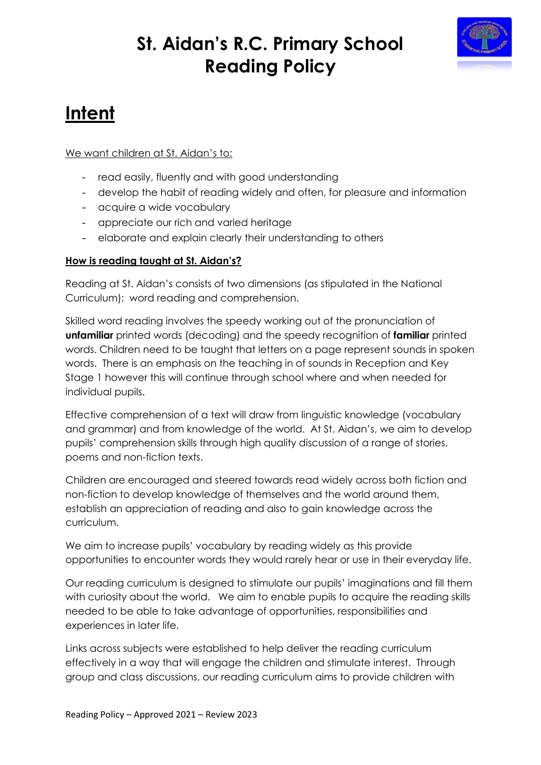# St. Aidan's R.C. Primary School
# Reading Policy

## Intent

We want children at St. Aidan's to:

- read easily, fluently and with good understanding
- develop the habit of reading widely and often, for pleasure and information
- acquire a wide vocabulary
- appreciate our rich and varied heritage
- elaborate and explain clearly their understanding to others

**How is reading taught at St. Aidan's?**

Reading at St. Aidan's consists of two dimensions (as stipulated in the National Curriculum): word reading and comprehension.

Skilled word reading involves the speedy working out of the pronunciation of **unfamiliar** printed words (decoding) and the speedy recognition of **familiar** printed words. Children need to be taught that letters on a page represent sounds in spoken words. There is an emphasis on the teaching in of sounds in Reception and Key Stage 1 however this will continue through school where and when needed for individual pupils.

Effective comprehension of a text will draw from linguistic knowledge (vocabulary and grammar) and from knowledge of the world. At St. Aidan's, we aim to develop pupils' comprehension skills through high quality discussion of a range of stories, poems and non-fiction texts.

Children are encouraged and steered towards read widely across both fiction and non-fiction to develop knowledge of themselves and the world around them, establish an appreciation of reading and also to gain knowledge across the curriculum.

We aim to increase pupils' vocabulary by reading widely as this provide opportunities to encounter words they would rarely hear or use in their everyday life.

Our reading curriculum is designed to stimulate our pupils' imaginations and fill them with curiosity about the world. We aim to enable pupils to acquire the reading skills needed to be able to take advantage of opportunities, responsibilities and experiences in later life.

Links across subjects were established to help deliver the reading curriculum effectively in a way that will engage the children and stimulate interest. Through group and class discussions, our reading curriculum aims to provide children with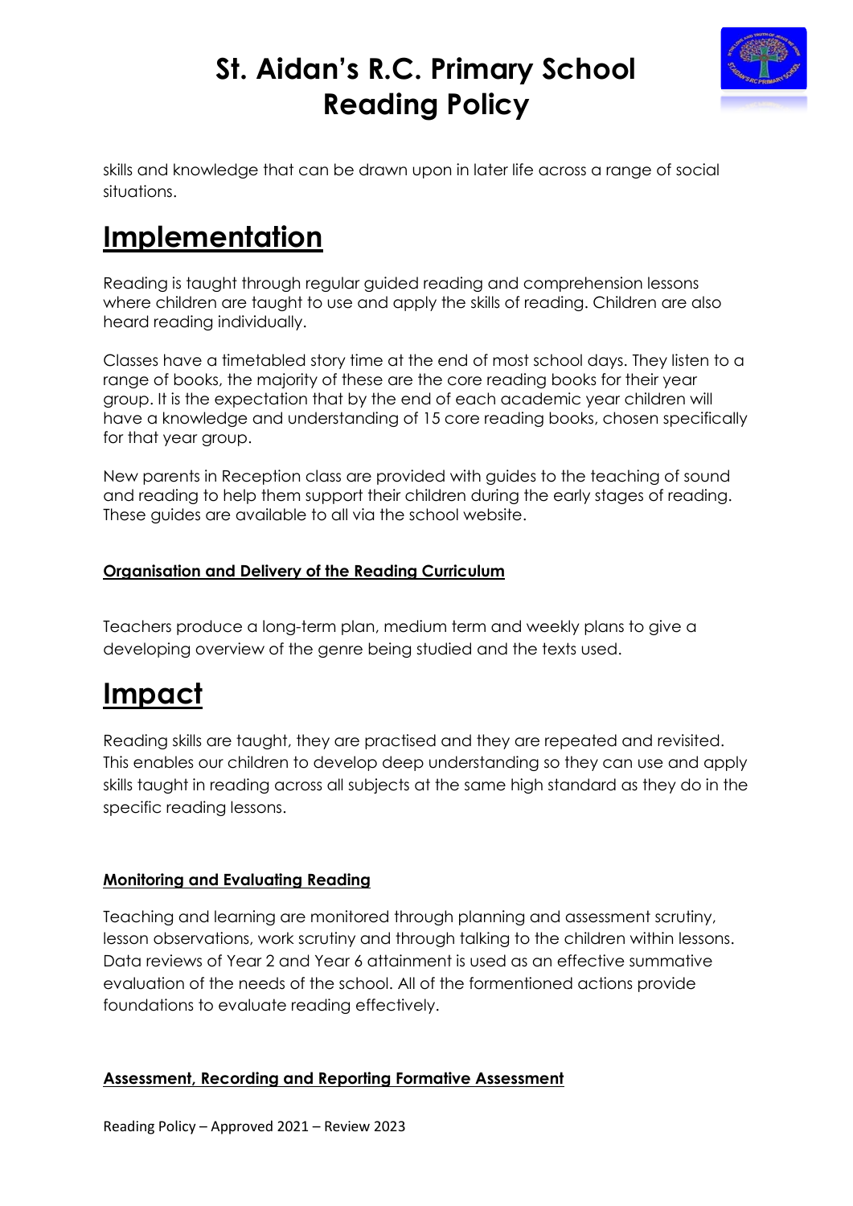skills and knowledge that can be drawn upon in later life across a range of social situations.

# Implementation

Reading is taught through regular guided reading and comprehension lessons where children are taught to use and apply the skills of reading. Children are also heard reading individually.

Classes have a timetabled story time at the end of most school days. They listen to a range of books, the majority of these are the core reading books for their year group. It is the expectation that by the end of each academic year children will have a knowledge and understanding of 15 core reading books, chosen specifically for that year group.

New parents in Reception class are provided with guides to the teaching of sound and reading to help them support their children during the early stages of reading. These guides are available to all via the school website.

### Organisation and Delivery of the Reading Curriculum

Teachers produce a long-term plan, medium term and weekly plans to give a developing overview of the genre being studied and the texts used.

# Impact

Reading skills are taught, they are practised and they are repeated and revisited. This enables our children to develop deep understanding so they can use and apply skills taught in reading across all subjects at the same high standard as they do in the specific reading lessons.

### Monitoring and Evaluating Reading

Teaching and learning are monitored through planning and assessment scrutiny, lesson observations, work scrutiny and through talking to the children within lessons. Data reviews of Year 2 and Year 6 attainment is used as an effective summative evaluation of the needs of the school. All of the formentioned actions provide foundations to evaluate reading effectively.

### Assessment, Recording and Reporting Formative Assessment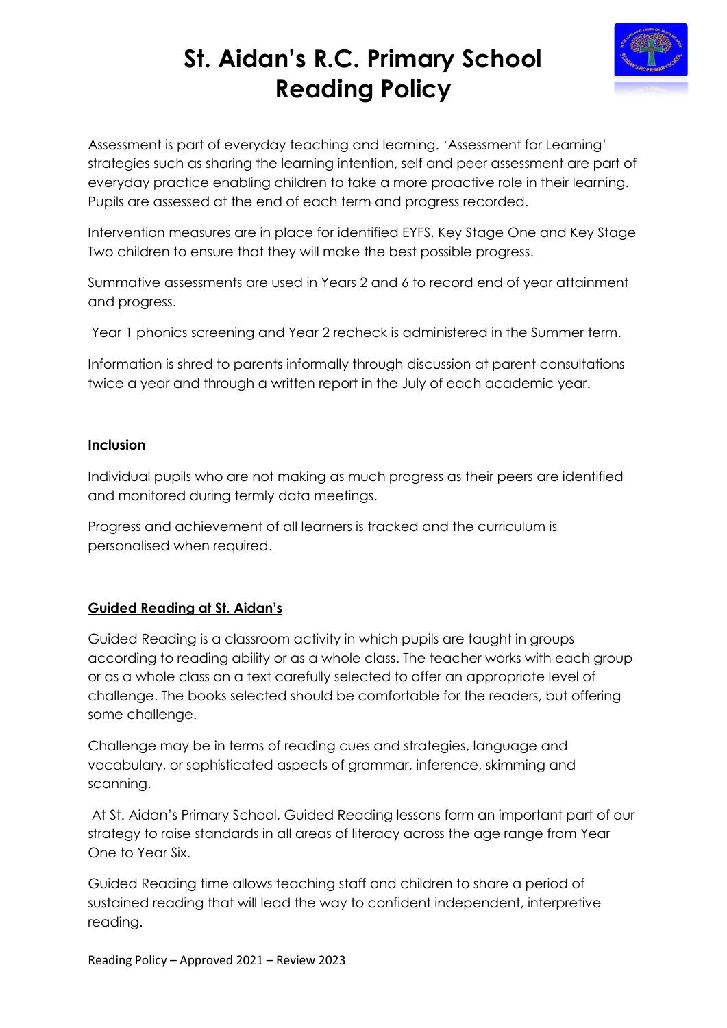# St. Aidan's R.C. Primary School Reading Policy

Assessment is part of everyday teaching and learning. 'Assessment for Learning' strategies such as sharing the learning intention, self and peer assessment are part of everyday practice enabling children to take a more proactive role in their learning. Pupils are assessed at the end of each term and progress recorded.

Intervention measures are in place for identified EYFS, Key Stage One and Key Stage Two children to ensure that they will make the best possible progress.

Summative assessments are used in Years 2 and 6 to record end of year attainment and progress.

Year 1 phonics screening and Year 2 recheck is administered in the Summer term.

Information is shred to parents informally through discussion at parent consultations twice a year and through a written report in the July of each academic year.

## Inclusion

Individual pupils who are not making as much progress as their peers are identified and monitored during termly data meetings.

Progress and achievement of all learners is tracked and the curriculum is personalised when required.

## Guided Reading at St. Aidan's

Guided Reading is a classroom activity in which pupils are taught in groups according to reading ability or as a whole class. The teacher works with each group or as a whole class on a text carefully selected to offer an appropriate level of challenge. The books selected should be comfortable for the readers, but offering some challenge.

Challenge may be in terms of reading cues and strategies, language and vocabulary, or sophisticated aspects of grammar, inference, skimming and scanning.

At St. Aidan's Primary School, Guided Reading lessons form an important part of our strategy to raise standards in all areas of literacy across the age range from Year One to Year Six.

Guided Reading time allows teaching staff and children to share a period of sustained reading that will lead the way to confident independent, interpretive reading.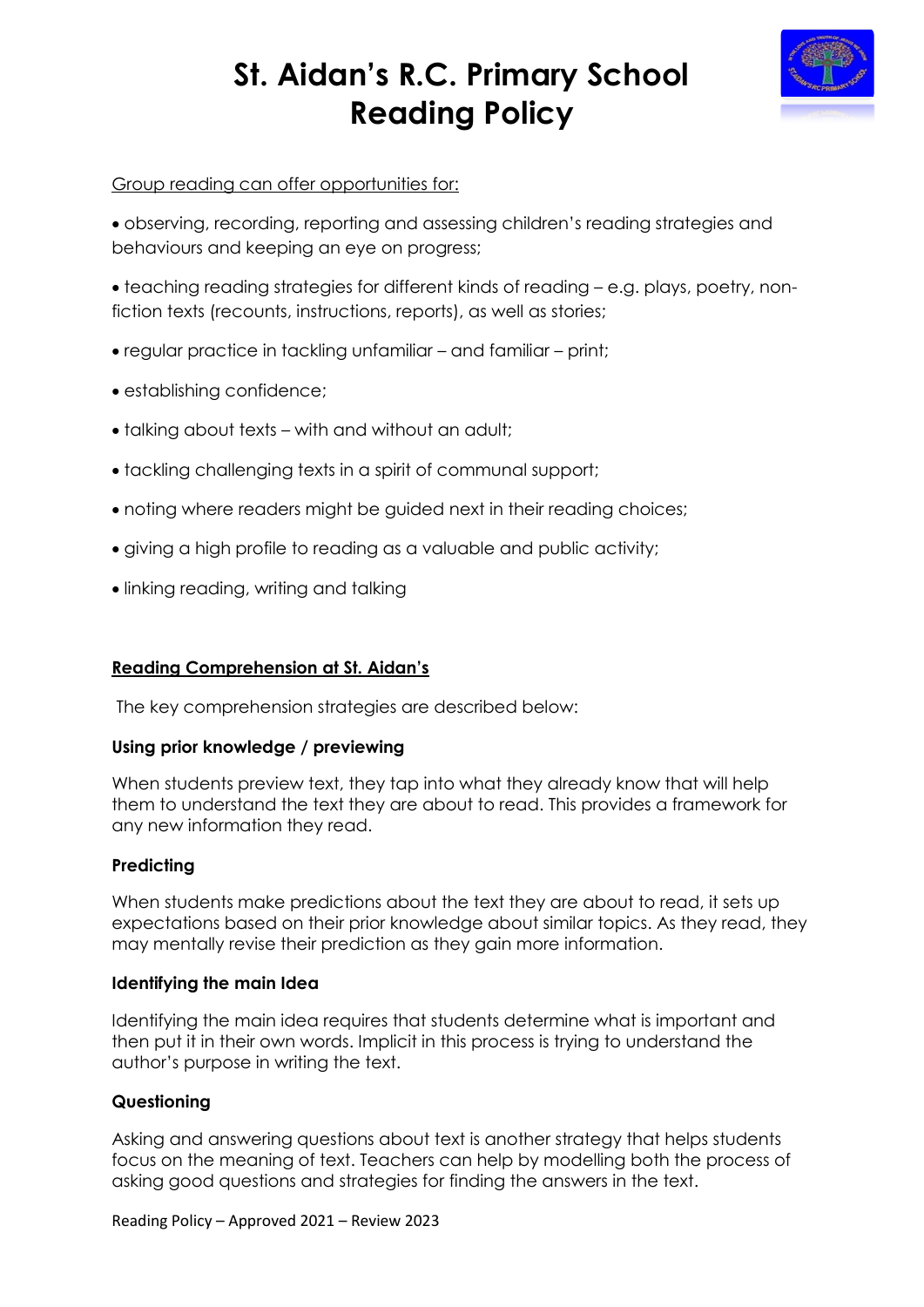Group reading can offer opportunities for:

- observing, recording, reporting and assessing children's reading strategies and behaviours and keeping an eye on progress;
- teaching reading strategies for different kinds of reading – e.g. plays, poetry, non-fiction texts (recounts, instructions, reports), as well as stories;
- regular practice in tackling unfamiliar – and familiar – print;
- establishing confidence;
- talking about texts – with and without an adult;
- tackling challenging texts in a spirit of communal support;
- noting where readers might be guided next in their reading choices;
- giving a high profile to reading as a valuable and public activity;
- linking reading, writing and talking

## Reading Comprehension at St. Aidan's

The key comprehension strategies are described below:

### Using prior knowledge / previewing

When students preview text, they tap into what they already know that will help them to understand the text they are about to read. This provides a framework for any new information they read.

### Predicting

When students make predictions about the text they are about to read, it sets up expectations based on their prior knowledge about similar topics. As they read, they may mentally revise their prediction as they gain more information.

### Identifying the main Idea

Identifying the main idea requires that students determine what is important and then put it in their own words. Implicit in this process is trying to understand the author's purpose in writing the text.

### Questioning

Asking and answering questions about text is another strategy that helps students focus on the meaning of text. Teachers can help by modelling both the process of asking good questions and strategies for finding the answers in the text.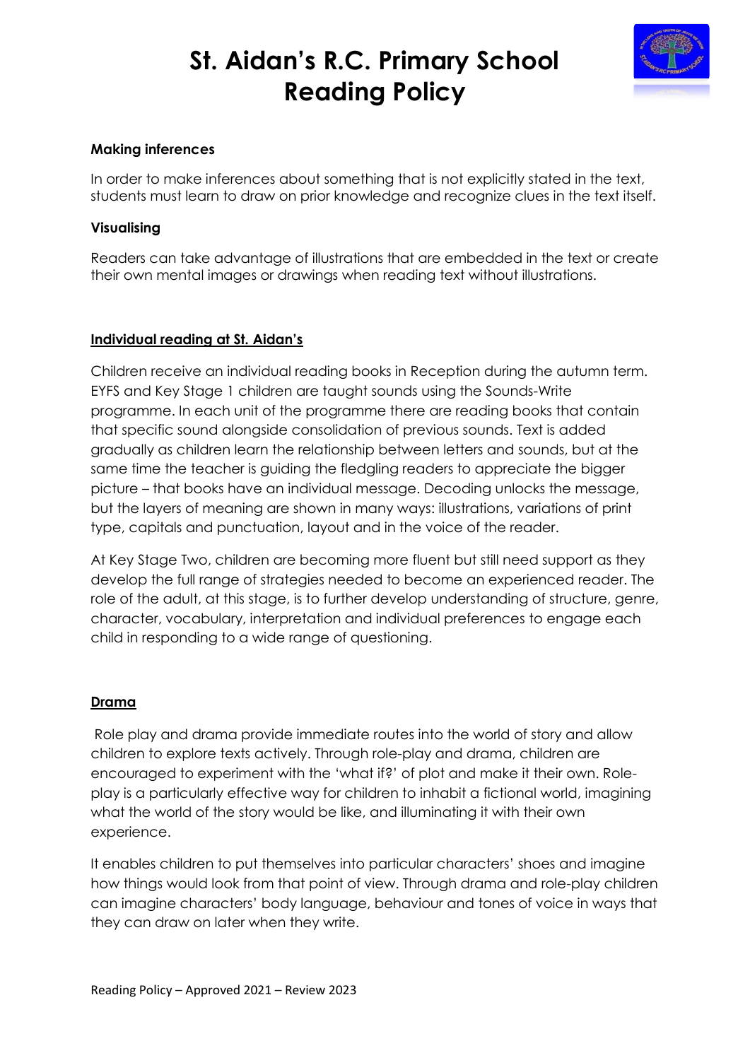#### Making inferences

In order to make inferences about something that is not explicitly stated in the text, students must learn to draw on prior knowledge and recognize clues in the text itself.

#### Visualising

Readers can take advantage of illustrations that are embedded in the text or create their own mental images or drawings when reading text without illustrations.

### Individual reading at St. Aidan's

Children receive an individual reading books in Reception during the autumn term. EYFS and Key Stage 1 children are taught sounds using the Sounds-Write programme. In each unit of the programme there are reading books that contain that specific sound alongside consolidation of previous sounds. Text is added gradually as children learn the relationship between letters and sounds, but at the same time the teacher is guiding the fledgling readers to appreciate the bigger picture – that books have an individual message. Decoding unlocks the message, but the layers of meaning are shown in many ways: illustrations, variations of print type, capitals and punctuation, layout and in the voice of the reader.

At Key Stage Two, children are becoming more fluent but still need support as they develop the full range of strategies needed to become an experienced reader. The role of the adult, at this stage, is to further develop understanding of structure, genre, character, vocabulary, interpretation and individual preferences to engage each child in responding to a wide range of questioning.

### Drama

Role play and drama provide immediate routes into the world of story and allow children to explore texts actively. Through role-play and drama, children are encouraged to experiment with the 'what if?' of plot and make it their own. Role-play is a particularly effective way for children to inhabit a fictional world, imagining what the world of the story would be like, and illuminating it with their own experience.

It enables children to put themselves into particular characters' shoes and imagine how things would look from that point of view. Through drama and role-play children can imagine characters' body language, behaviour and tones of voice in ways that they can draw on later when they write.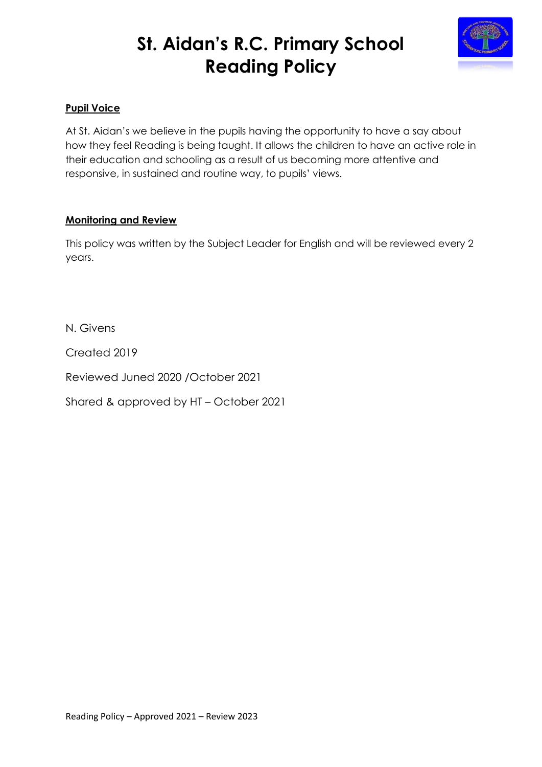# St. Aidan's R.C. Primary School Reading Policy

**Pupil Voice**

At St. Aidan's we believe in the pupils having the opportunity to have a say about how they feel Reading is being taught. It allows the children to have an active role in their education and schooling as a result of us becoming more attentive and responsive, in sustained and routine way, to pupils' views.

**Monitoring and Review**

This policy was written by the Subject Leader for English and will be reviewed every 2 years.

N. Givens

Created 2019

Reviewed Juned 2020 /October 2021

Shared & approved by HT – October 2021